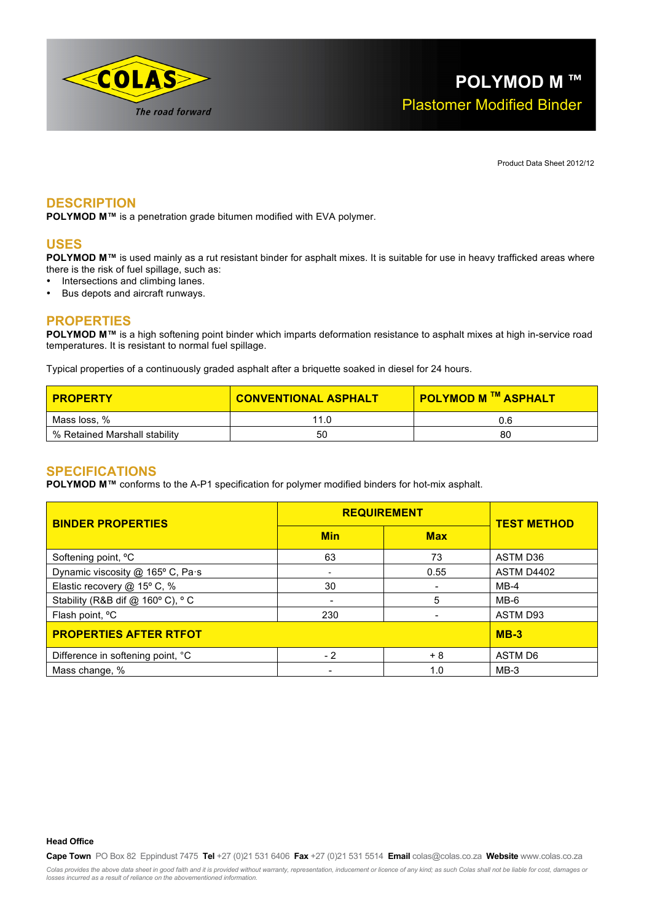# POLYMOD M ™

## Plastomer Modified Binder

Product Data Sheet 2012/12

## DESCRIPTION

**POLYMOD M™** is a penetration grade bitumen modified with EVA polymer.

## USES

**POLYMOD M™** is used mainly as a rut resistant binder for asphalt mixes. It is suitable for use in heavy trafficked areas where there is the risk of fuel spillage, such as:

- Intersections and climbing lanes.
- Bus depots and aircraft runways.

## PROPERTIES

**POLYMOD M™** is a high softening point binder which imparts deformation resistance to asphalt mixes at high in-service road temperatures. It is resistant to normal fuel spillage.

Typical properties of a continuously graded asphalt after a briquette soaked in diesel for 24 hours.

| PROPERTY | CONVENTIONAL ASPHALT | POLYMOD M ™ ASPHALT |
|---|---|---|
| Mass loss, % | 11.0 | 0.6 |
| % Retained Marshall stability | 50 | 80 |

## SPECIFICATIONS

**POLYMOD M™** conforms to the A-P1 specification for polymer modified binders for hot-mix asphalt.

| BINDER PROPERTIES | REQUIREMENT | | TEST METHOD |
|---|---|---|---|
| | Min | Max | |
| Softening point, °C | 63 | 73 | ASTM D36 |
| Dynamic viscosity @ 165° C, Pa·s | - | 0.55 | ASTM D4402 |
| Elastic recovery @ 15° C, % | 30 | - | MB-4 |
| Stability (R&B dif @ 160° C), ° C | - | 5 | MB-6 |
| Flash point, °C | 230 | - | ASTM D93 |
| **PROPERTIES AFTER RTFOT** | | | **MB-3** |
| Difference in softening point, °C | - 2 | + 8 | ASTM D6 |
| Mass change, % | - | 1.0 | MB-3 |

**Head Office**

**Cape Town** PO Box 82 Eppindust 7475 **Tel** +27 (0)21 531 6406 **Fax** +27 (0)21 531 5514 **Email** colas@colas.co.za **Website** www.colas.co.za

*Colas provides the above data sheet in good faith and it is provided without warranty, representation, inducement or licence of any kind; as such Colas shall not be liable for cost, damages or losses incurred as a result of reliance on the abovementioned information.*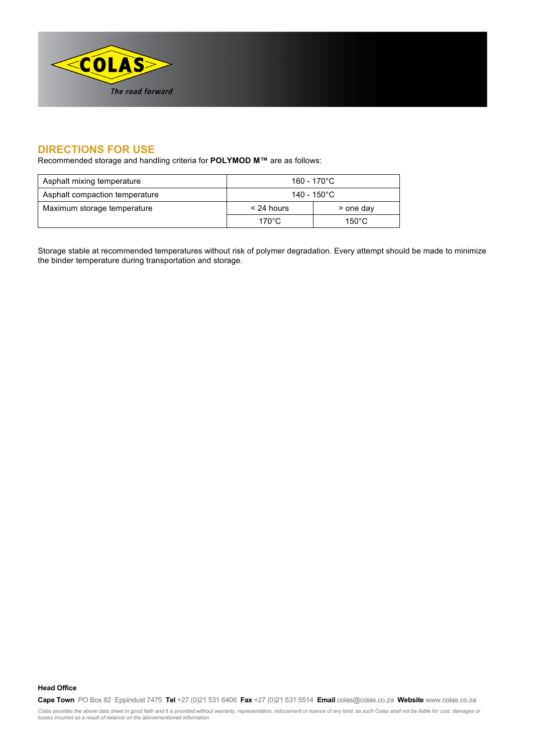## DIRECTIONS FOR USE

Recommended storage and handling criteria for **POLYMOD M™** are as follows:

| | | |
|---|---|---|
| Asphalt mixing temperature | 160 - 170°C | |
| Asphalt compaction temperature | 140 - 150°C | |
| Maximum storage temperature | < 24 hours | > one day |
| | 170°C | 150°C |

Storage stable at recommended temperatures without risk of polymer degradation. Every attempt should be made to minimize the binder temperature during transportation and storage.

**Head Office**

**Cape Town** PO Box 82 Eppindust 7475 **Tel** +27 (0)21 531 6406 **Fax** +27 (0)21 531 5514 **Email** colas@colas.co.za **Website** www.colas.co.za

*Colas provides the above data sheet in good faith and it is provided without warranty, representation, inducement or licence of any kind; as such Colas shall not be liable for cost, damages or losses incurred as a result of reliance on the abovementioned information.*